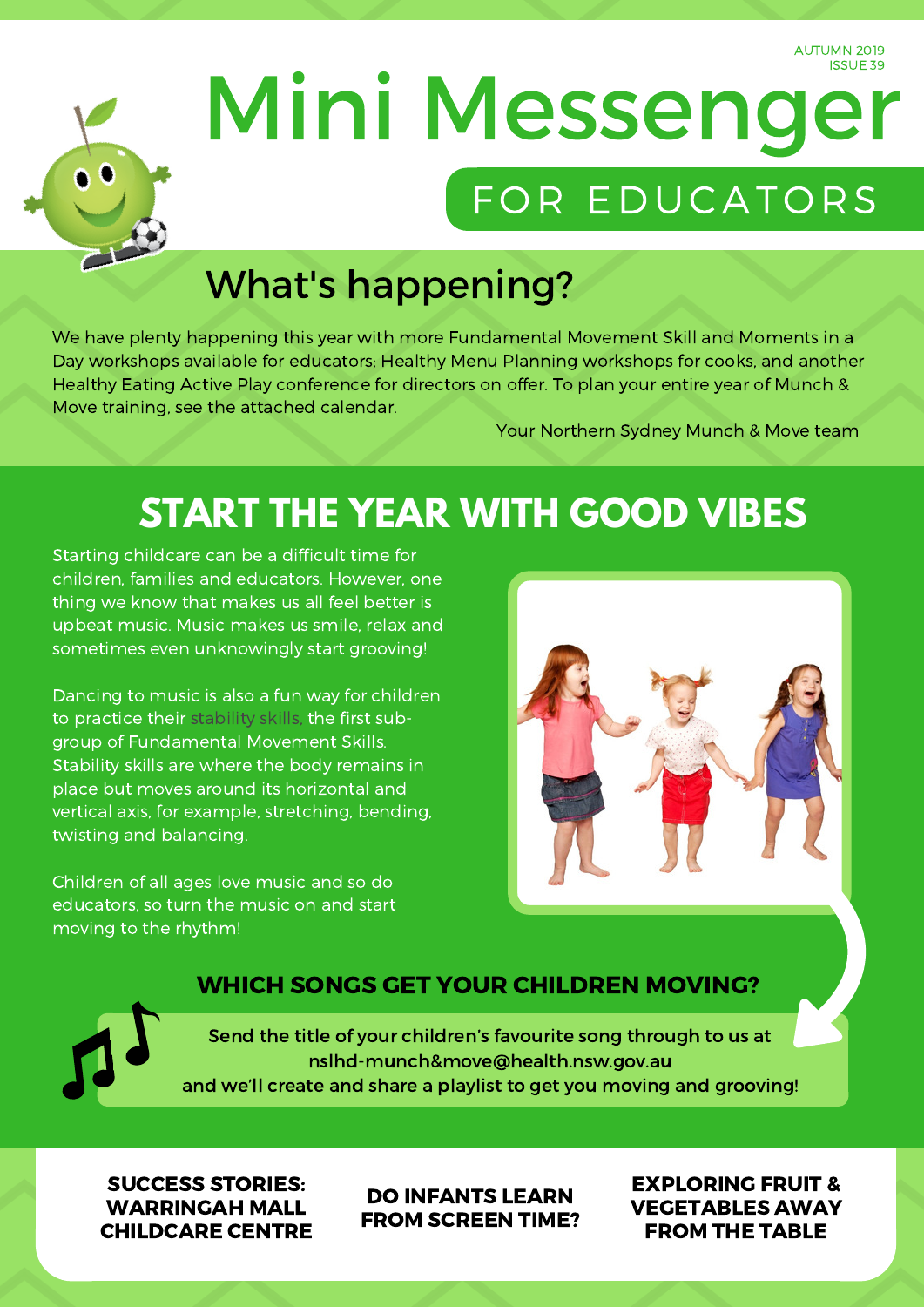AUTUMN 2019
ISSUE 39

# Mini Messenger

## FOR EDUCATORS

## What's happening?

We have plenty happening this year with more Fundamental Movement Skill and Moments in a Day workshops available for educators; Healthy Menu Planning workshops for cooks, and another Healthy Eating Active Play conference for directors on offer. To plan your entire year of Munch & Move training, see the attached calendar.

Your Northern Sydney Munch & Move team

## START THE YEAR WITH GOOD VIBES

Starting childcare can be a difficult time for children, families and educators. However, one thing we know that makes us all feel better is upbeat music. Music makes us smile, relax and sometimes even unknowingly start grooving!

Dancing to music is also a fun way for children to practice their stability skills, the first sub-group of Fundamental Movement Skills. Stability skills are where the body remains in place but moves around its horizontal and vertical axis, for example, stretching, bending, twisting and balancing.

Children of all ages love music and so do educators, so turn the music on and start moving to the rhythm!

### WHICH SONGS GET YOUR CHILDREN MOVING?

Send the title of your children's favourite song through to us at nslhd-munch&move@health.nsw.gov.au and we'll create and share a playlist to get you moving and grooving!

**SUCCESS STORIES: WARRINGAH MALL CHILDCARE CENTRE**

**DO INFANTS LEARN FROM SCREEN TIME?**

**EXPLORING FRUIT & VEGETABLES AWAY FROM THE TABLE**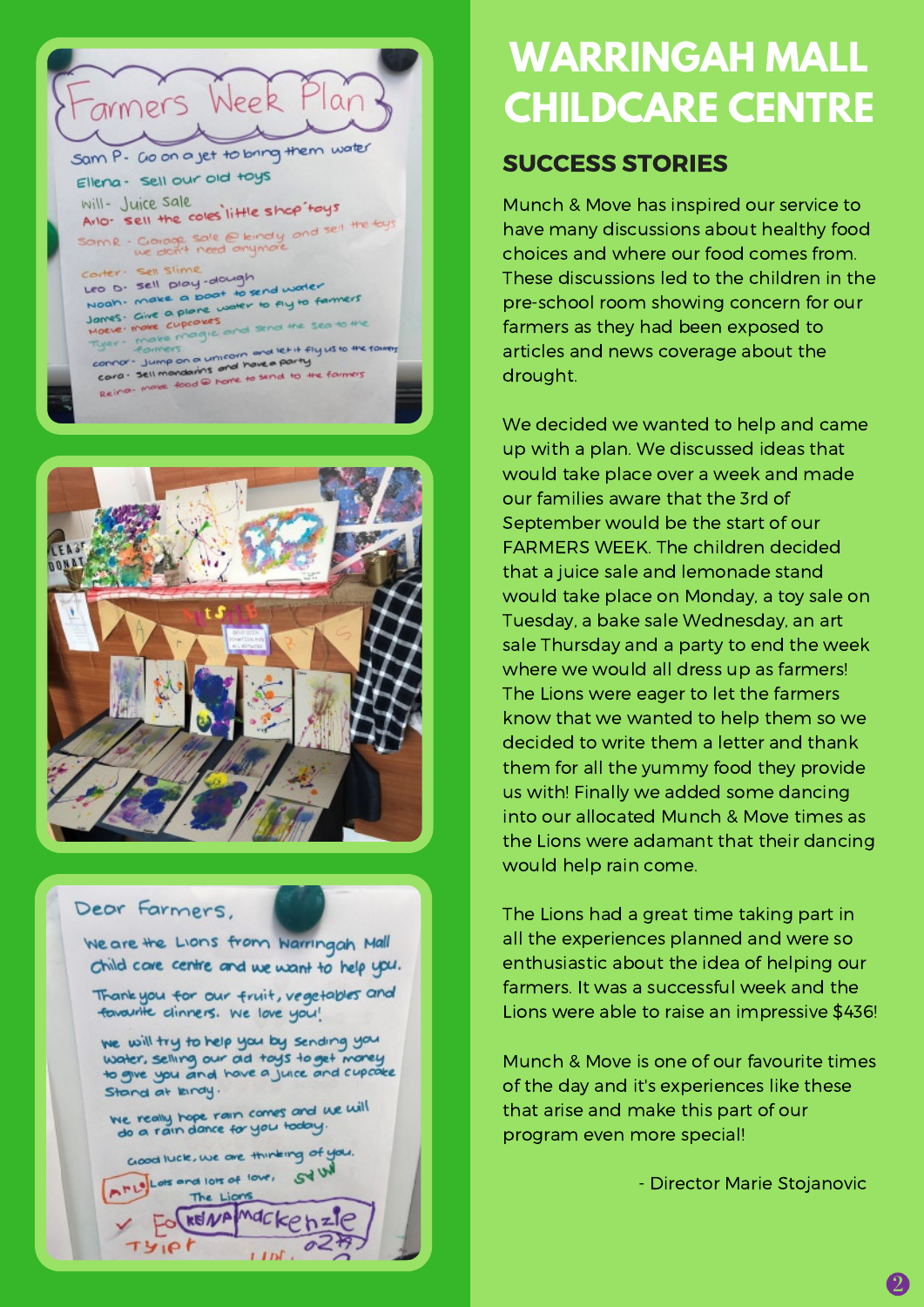# WARRINGAH MALL CHILDCARE CENTRE

## SUCCESS STORIES

Munch & Move has inspired our service to have many discussions about healthy food choices and where our food comes from. These discussions led to the children in the pre-school room showing concern for our farmers as they had been exposed to articles and news coverage about the drought.

We decided we wanted to help and came up with a plan. We discussed ideas that would take place over a week and made our families aware that the 3rd of September would be the start of our FARMERS WEEK. The children decided that a juice sale and lemonade stand would take place on Monday, a toy sale on Tuesday, a bake sale Wednesday, an art sale Thursday and a party to end the week where we would all dress up as farmers! The Lions were eager to let the farmers know that we wanted to help them so we decided to write them a letter and thank them for all the yummy food they provide us with! Finally we added some dancing into our allocated Munch & Move times as the Lions were adamant that their dancing would help rain come.

The Lions had a great time taking part in all the experiences planned and were so enthusiastic about the idea of helping our farmers. It was a successful week and the Lions were able to raise an impressive $436!

Munch & Move is one of our favourite times of the day and it's experiences like these that arise and make this part of our program even more special!

- Director Marie Stojanovic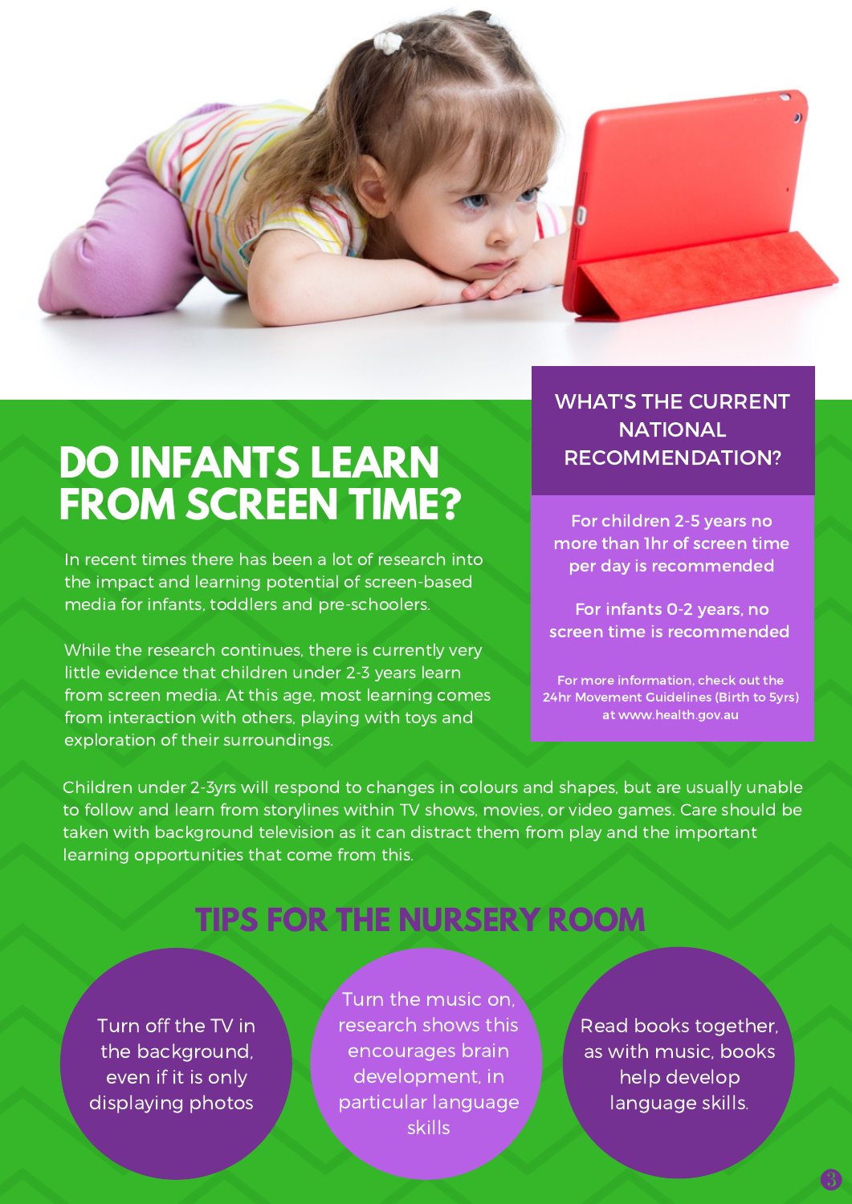# DO INFANTS LEARN FROM SCREEN TIME?

In recent times there has been a lot of research into the impact and learning potential of screen-based media for infants, toddlers and pre-schoolers.

While the research continues, there is currently very little evidence that children under 2-3 years learn from screen media. At this age, most learning comes from interaction with others, playing with toys and exploration of their surroundings.

## WHAT'S THE CURRENT NATIONAL RECOMMENDATION?

For children 2-5 years no more than 1hr of screen time per day is recommended

For infants 0-2 years, no screen time is recommended

For more information, check out the 24hr Movement Guidelines (Birth to 5yrs) at www.health.gov.au

Children under 2-3yrs will respond to changes in colours and shapes, but are usually unable to follow and learn from storylines within TV shows, movies, or video games. Care should be taken with background television as it can distract them from play and the important learning opportunities that come from this.

## TIPS FOR THE NURSERY ROOM

- Turn off the TV in the background, even if it is only displaying photos
- Turn the music on, research shows this encourages brain development, in particular language skills
- Read books together, as with music, books help develop language skills.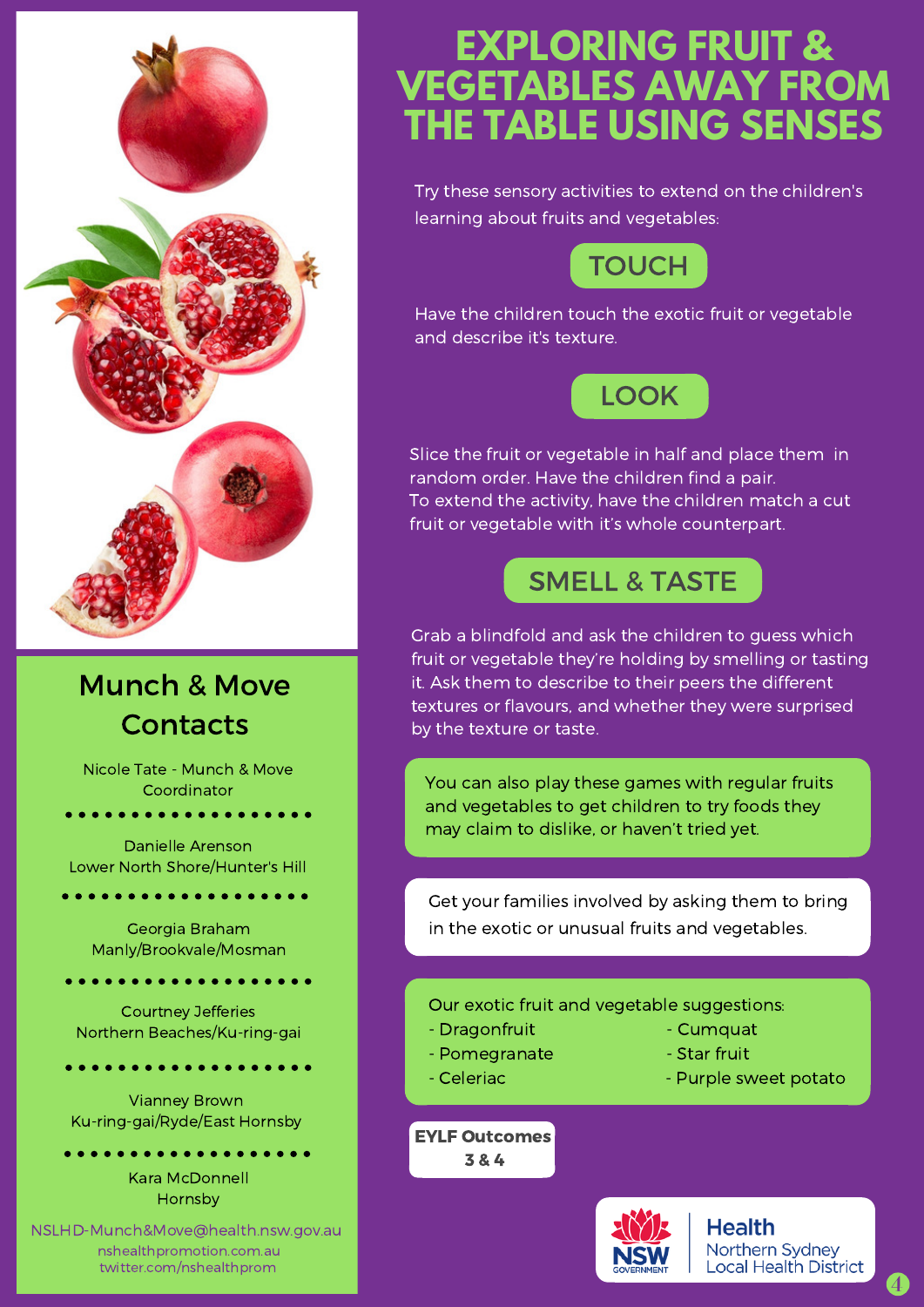# EXPLORING FRUIT & VEGETABLES AWAY FROM THE TABLE USING SENSES

Try these sensory activities to extend on the children's learning about fruits and vegetables:

## TOUCH

Have the children touch the exotic fruit or vegetable and describe it's texture.

## LOOK

Slice the fruit or vegetable in half and place them in random order. Have the children find a pair.
To extend the activity, have the children match a cut fruit or vegetable with it's whole counterpart.

## SMELL & TASTE

Grab a blindfold and ask the children to guess which fruit or vegetable they're holding by smelling or tasting it. Ask them to describe to their peers the different textures or flavours, and whether they were surprised by the texture or taste.

You can also play these games with regular fruits and vegetables to get children to try foods they may claim to dislike, or haven't tried yet.

Get your families involved by asking them to bring in the exotic or unusual fruits and vegetables.

Our exotic fruit and vegetable suggestions:

- Dragonfruit
- Pomegranate
- Celeriac
- Cumquat
- Star fruit
- Purple sweet potato

**EYLF Outcomes 3 & 4**

## Munch & Move Contacts

Nicole Tate - Munch & Move Coordinator

Danielle Arenson
Lower North Shore/Hunter's Hill

Georgia Braham
Manly/Brookvale/Mosman

Courtney Jefferies
Northern Beaches/Ku-ring-gai

Vianney Brown
Ku-ring-gai/Ryde/East Hornsby

Kara McDonnell
Hornsby

NSLHD-Munch&Move@health.nsw.gov.au
nshealthpromotion.com.au
twitter.com/nshealthprom

NSW Government Health – Northern Sydney Local Health District